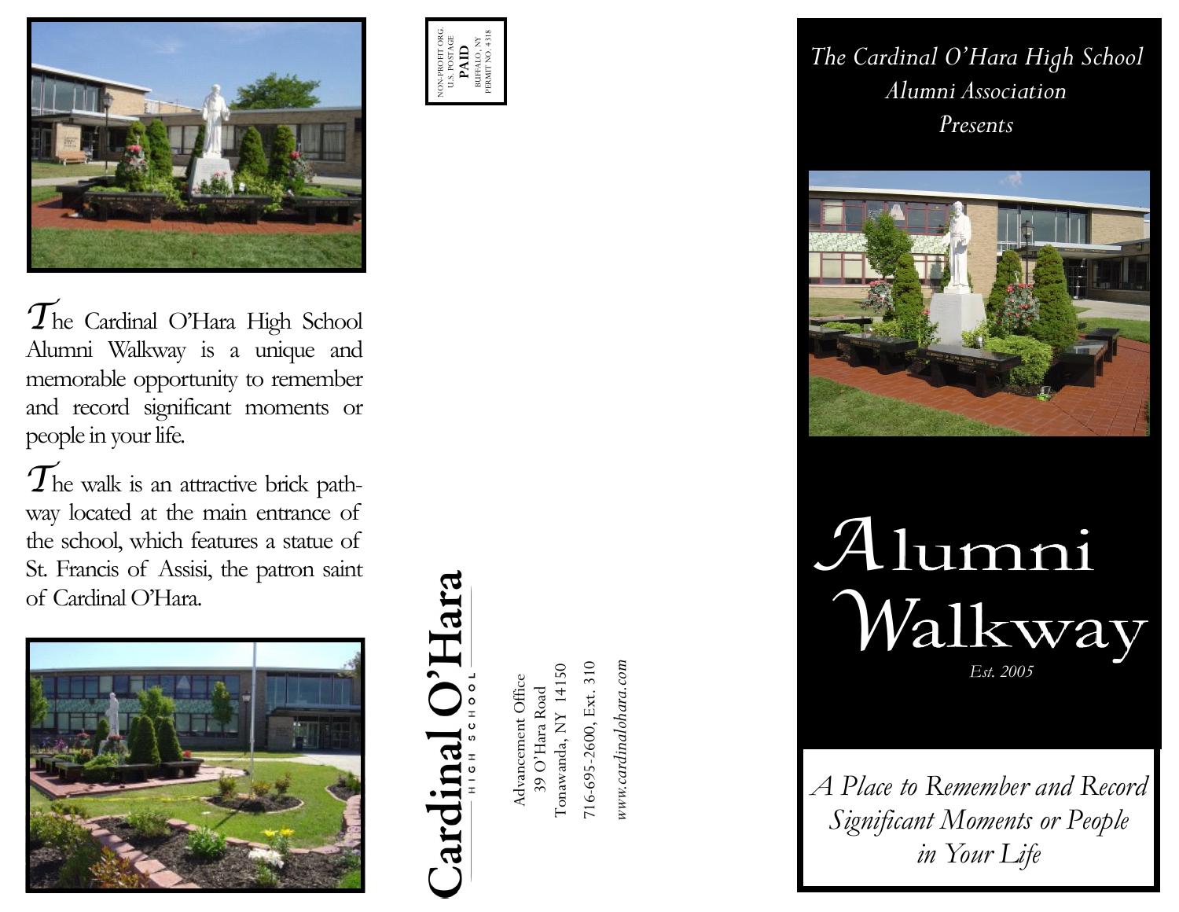The Cardinal O'Hara High School Alumni Walkway is a unique and memorable opportunity to remember and record significant moments or people in your life.

The walk is an attractive brick pathway located at the main entrance of the school, which features a statue of St. Francis of Assisi, the patron saint of Cardinal O'Hara.

NON-PROFIT ORG.
U.S. POSTAGE
**PAID**
BUFFALO, NY
PERMIT NO. 4318

**Cardinal O'Hara**
HIGH SCHOOL

Advancement Office
39 O'Hara Road
Tonawanda, NY 14150
716-695-2600, Ext. 310
*www.cardinalohara.com*

*The Cardinal O'Hara High School*
*Alumni Association*
*Presents*

# Alumni Walkway

*Est. 2005*

*A Place to Remember and Record Significant Moments or People in Your Life*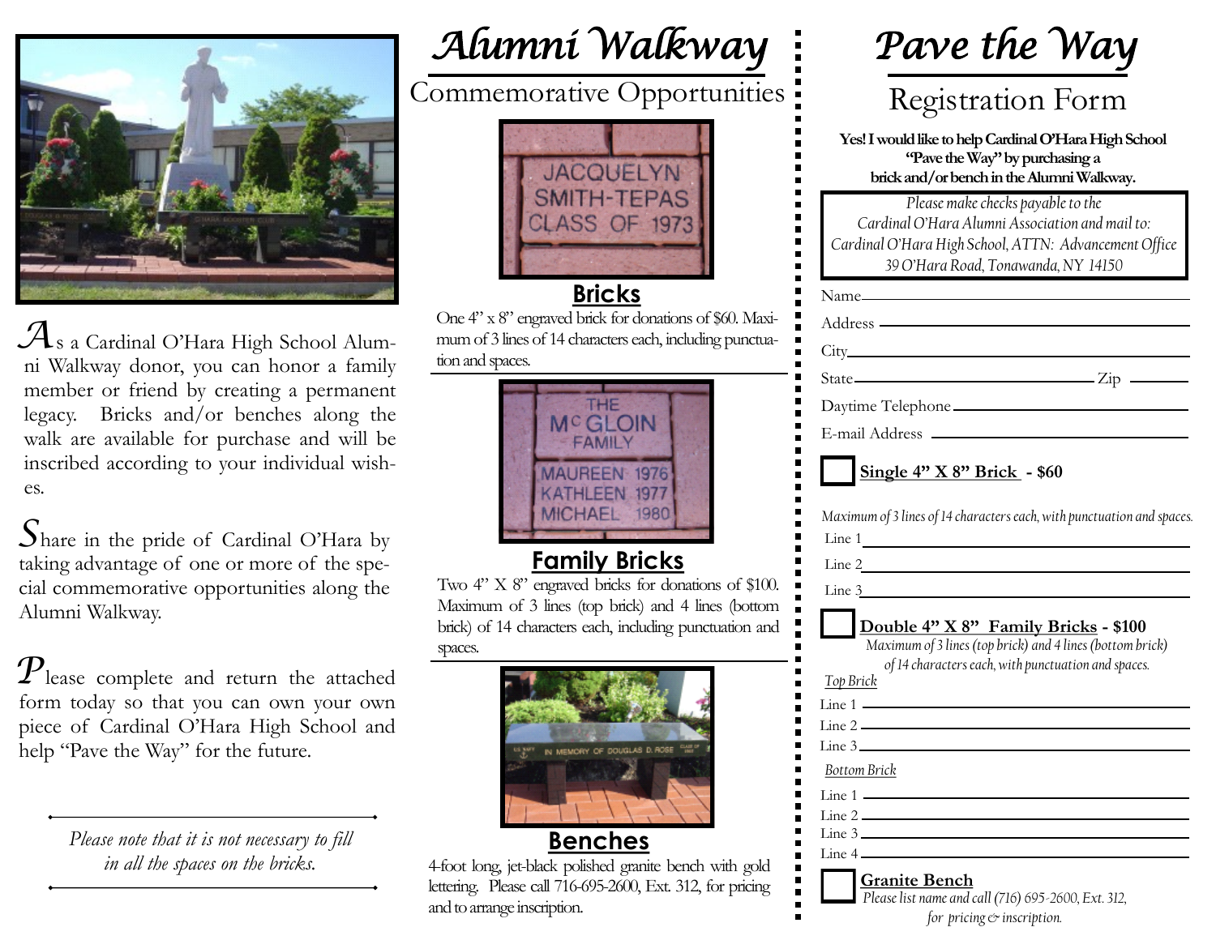As a Cardinal O'Hara High School Alumni Walkway donor, you can honor a family member or friend by creating a permanent legacy. Bricks and/or benches along the walk are available for purchase and will be inscribed according to your individual wishes.

Share in the pride of Cardinal O'Hara by taking advantage of one or more of the special commemorative opportunities along the Alumni Walkway.

Please complete and return the attached form today so that you can own your own piece of Cardinal O'Hara High School and help "Pave the Way" for the future.

*Please note that it is not necessary to fill in all the spaces on the bricks.*

# Alumni Walkway

## Commemorative Opportunities

JACQUELYN
SMITH-TEPAS
CLASS OF 1973

### Bricks

One 4" x 8" engraved brick for donations of $60. Maximum of 3 lines of 14 characters each, including punctuation and spaces.

THE
McGLOIN
FAMILY

MAUREEN 1976
KATHLEEN 1977
MICHAEL 1980

### Family Bricks

Two 4" X 8" engraved bricks for donations of $100. Maximum of 3 lines (top brick) and 4 lines (bottom brick) of 14 characters each, including punctuation and spaces.

IN MEMORY OF DOUGLAS D. ROSE

### Benches

4-foot long, jet-black polished granite bench with gold lettering. Please call 716-695-2600, Ext. 312, for pricing and to arrange inscription.

# Pave the Way

## Registration Form

**Yes! I would like to help Cardinal O'Hara High School "Pave the Way" by purchasing a brick and/or bench in the Alumni Walkway.**

*Please make checks payable to the Cardinal O'Hara Alumni Association and mail to: Cardinal O'Hara High School, ATTN: Advancement Office 39 O'Hara Road, Tonawanda, NY 14150*

Name\_\_\_\_\_\_\_\_\_\_\_\_\_\_\_\_\_\_\_\_\_\_\_\_\_\_\_\_\_\_\_\_

Address \_\_\_\_\_\_\_\_\_\_\_\_\_\_\_\_\_\_\_\_\_\_\_\_\_\_\_\_\_\_

City\_\_\_\_\_\_\_\_\_\_\_\_\_\_\_\_\_\_\_\_\_\_\_\_\_\_\_\_\_\_\_\_\_

State\_\_\_\_\_\_\_\_\_\_\_\_\_\_\_\_\_\_\_\_\_\_ Zip \_\_\_\_\_\_\_

Daytime Telephone\_\_\_\_\_\_\_\_\_\_\_\_\_\_\_\_\_\_\_\_\_\_\_

E-mail Address \_\_\_\_\_\_\_\_\_\_\_\_\_\_\_\_\_\_\_\_\_\_\_\_\_

☐ **Single 4" X 8" Brick - $60**

*Maximum of 3 lines of 14 characters each, with punctuation and spaces.*

Line 1\_\_\_\_\_\_\_\_\_\_\_\_\_\_\_\_\_\_\_\_\_\_\_\_\_\_\_\_\_\_\_\_

Line 2\_\_\_\_\_\_\_\_\_\_\_\_\_\_\_\_\_\_\_\_\_\_\_\_\_\_\_\_\_\_\_\_

Line 3\_\_\_\_\_\_\_\_\_\_\_\_\_\_\_\_\_\_\_\_\_\_\_\_\_\_\_\_\_\_\_\_

☐ **Double 4" X 8" Family Bricks - $100**

*Maximum of 3 lines (top brick) and 4 lines (bottom brick) of 14 characters each, with punctuation and spaces.*

*Top Brick*

Line 1 \_\_\_\_\_\_\_\_\_\_\_\_\_\_\_\_\_\_\_\_\_\_\_\_\_\_\_\_\_\_\_

Line 2 \_\_\_\_\_\_\_\_\_\_\_\_\_\_\_\_\_\_\_\_\_\_\_\_\_\_\_\_\_\_\_

Line 3 \_\_\_\_\_\_\_\_\_\_\_\_\_\_\_\_\_\_\_\_\_\_\_\_\_\_\_\_\_\_\_

*Bottom Brick*

Line 1 \_\_\_\_\_\_\_\_\_\_\_\_\_\_\_\_\_\_\_\_\_\_\_\_\_\_\_\_\_\_\_

Line 2 \_\_\_\_\_\_\_\_\_\_\_\_\_\_\_\_\_\_\_\_\_\_\_\_\_\_\_\_\_\_\_

Line 3 \_\_\_\_\_\_\_\_\_\_\_\_\_\_\_\_\_\_\_\_\_\_\_\_\_\_\_\_\_\_\_

Line 4 \_\_\_\_\_\_\_\_\_\_\_\_\_\_\_\_\_\_\_\_\_\_\_\_\_\_\_\_\_\_\_

☐ **Granite Bench**

*Please list name and call (716) 695-2600, Ext. 312, for pricing & inscription.*